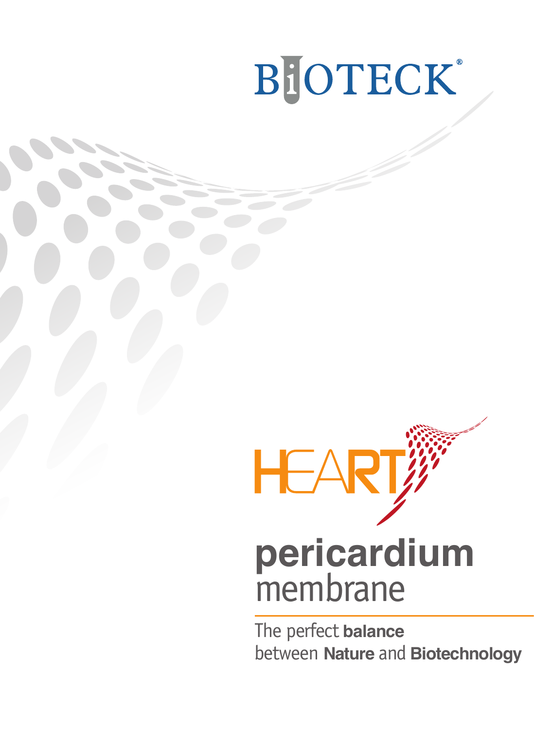BIOTECK®

# HEART

## **pericardium** membrane

The perfect **balance** between **Nature** and **Biotechnology**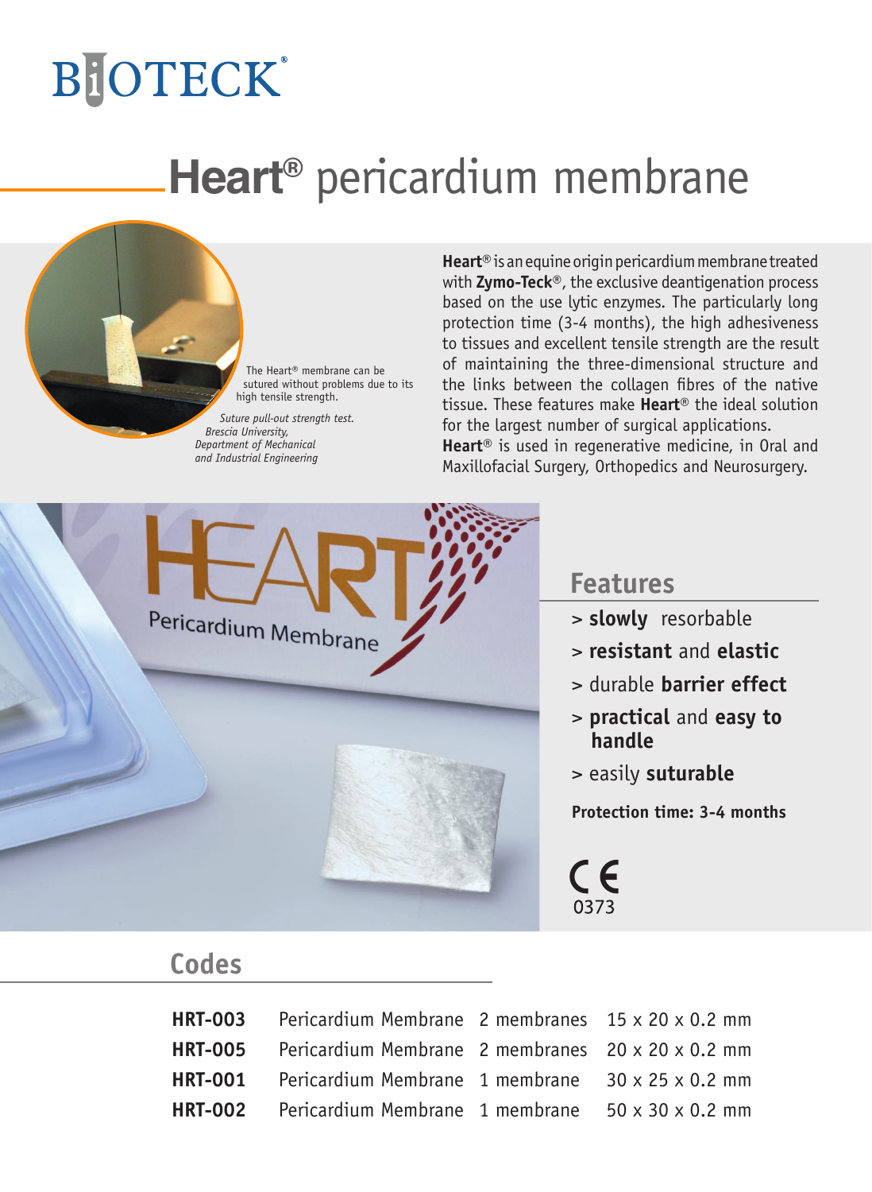BIOTECK®

# Heart® pericardium membrane

The Heart® membrane can be sutured without problems due to its high tensile strength.

*Suture pull-out strength test. Brescia University, Department of Mechanical and Industrial Engineering*

**Heart**® is an equine origin pericardium membrane treated with **Zymo-Teck**®, the exclusive deantigenation process based on the use lytic enzymes. The particularly long protection time (3-4 months), the high adhesiveness to tissues and excellent tensile strength are the result of maintaining the three-dimensional structure and the links between the collagen fibres of the native tissue. These features make **Heart**® the ideal solution for the largest number of surgical applications.
**Heart**® is used in regenerative medicine, in Oral and Maxillofacial Surgery, Orthopedics and Neurosurgery.

## Features

- > **slowly** resorbable
- > **resistant** and **elastic**
- > durable **barrier effect**
- > **practical** and **easy to handle**
- > easily **suturable**

**Protection time: 3-4 months**

CE 0373

## Codes

| | | | |
|---|---|---|---|
| **HRT-003** | Pericardium Membrane | 2 membranes | 15 x 20 x 0.2 mm |
| **HRT-005** | Pericardium Membrane | 2 membranes | 20 x 20 x 0.2 mm |
| **HRT-001** | Pericardium Membrane | 1 membrane | 30 x 25 x 0.2 mm |
| **HRT-002** | Pericardium Membrane | 1 membrane | 50 x 30 x 0.2 mm |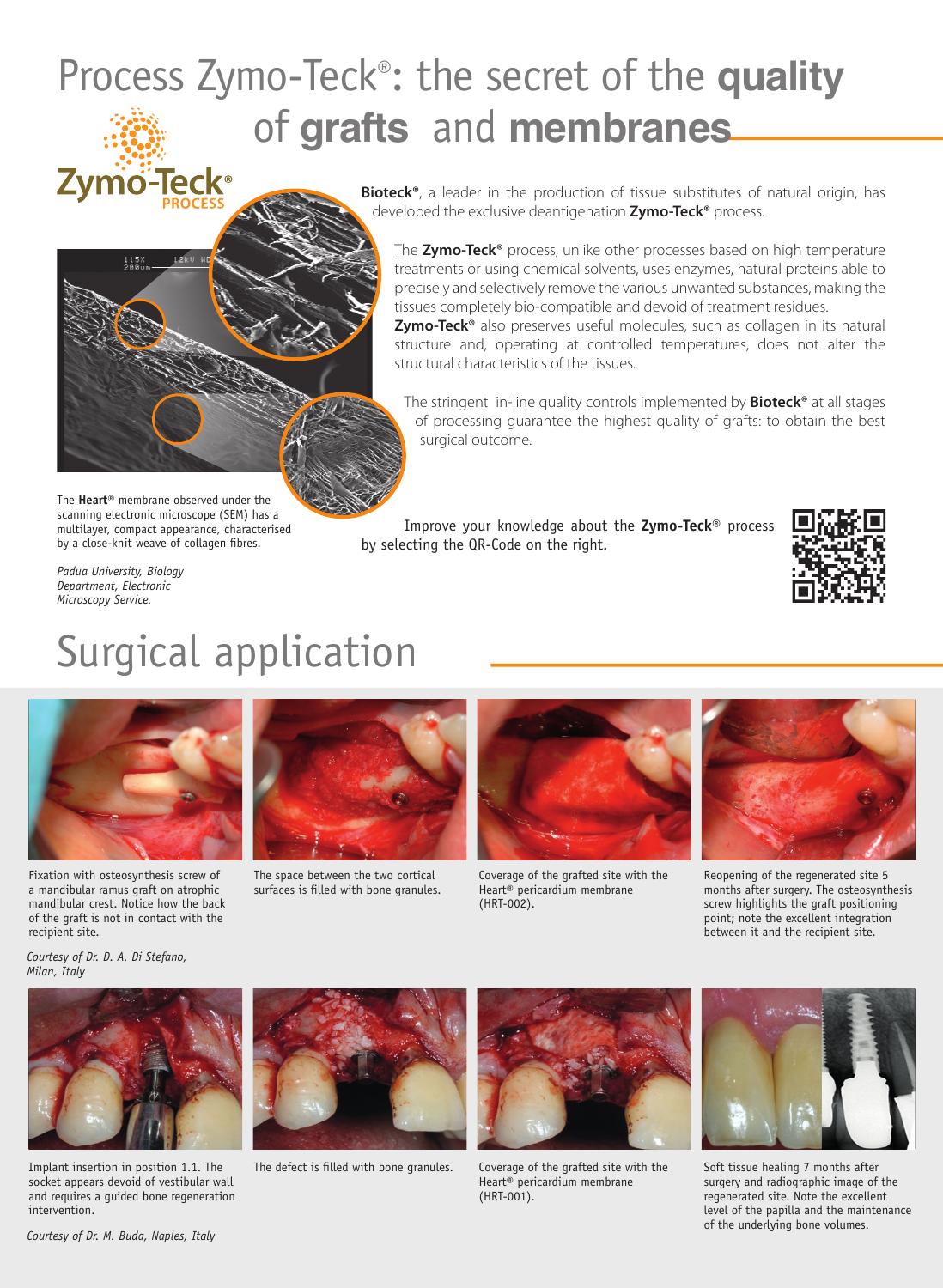# Process Zymo-Teck®: the secret of the **quality** of **grafts** and **membranes**

**Bioteck®**, a leader in the production of tissue substitutes of natural origin, has developed the exclusive deantigenation **Zymo-Teck®** process.

The **Zymo-Teck®** process, unlike other processes based on high temperature treatments or using chemical solvents, uses enzymes, natural proteins able to precisely and selectively remove the various unwanted substances, making the tissues completely bio-compatible and devoid of treatment residues.
**Zymo-Teck®** also preserves useful molecules, such as collagen in its natural structure and, operating at controlled temperatures, does not alter the structural characteristics of the tissues.

The stringent in-line quality controls implemented by **Bioteck®** at all stages of processing guarantee the highest quality of grafts: to obtain the best surgical outcome.

The **Heart®** membrane observed under the scanning electronic microscope (SEM) has a multilayer, compact appearance, characterised by a close-knit weave of collagen fibres.

*Padua University, Biology Department, Electronic Microscopy Service.*

Improve your knowledge about the **Zymo-Teck®** process by selecting the QR-Code on the right.

# Surgical application

Fixation with osteosynthesis screw of a mandibular ramus graft on atrophic mandibular crest. Notice how the back of the graft is not in contact with the recipient site.

The space between the two cortical surfaces is filled with bone granules.

Coverage of the grafted site with the Heart® pericardium membrane (HRT-002).

Reopening of the regenerated site 5 months after surgery. The osteosynthesis screw highlights the graft positioning point; note the excellent integration between it and the recipient site.

*Courtesy of Dr. D. A. Di Stefano, Milan, Italy*

Implant insertion in position 1.1. The socket appears devoid of vestibular wall and requires a guided bone regeneration intervention.

The defect is filled with bone granules.

Coverage of the grafted site with the Heart® pericardium membrane (HRT-001).

Soft tissue healing 7 months after surgery and radiographic image of the regenerated site. Note the excellent level of the papilla and the maintenance of the underlying bone volumes.

*Courtesy of Dr. M. Buda, Naples, Italy*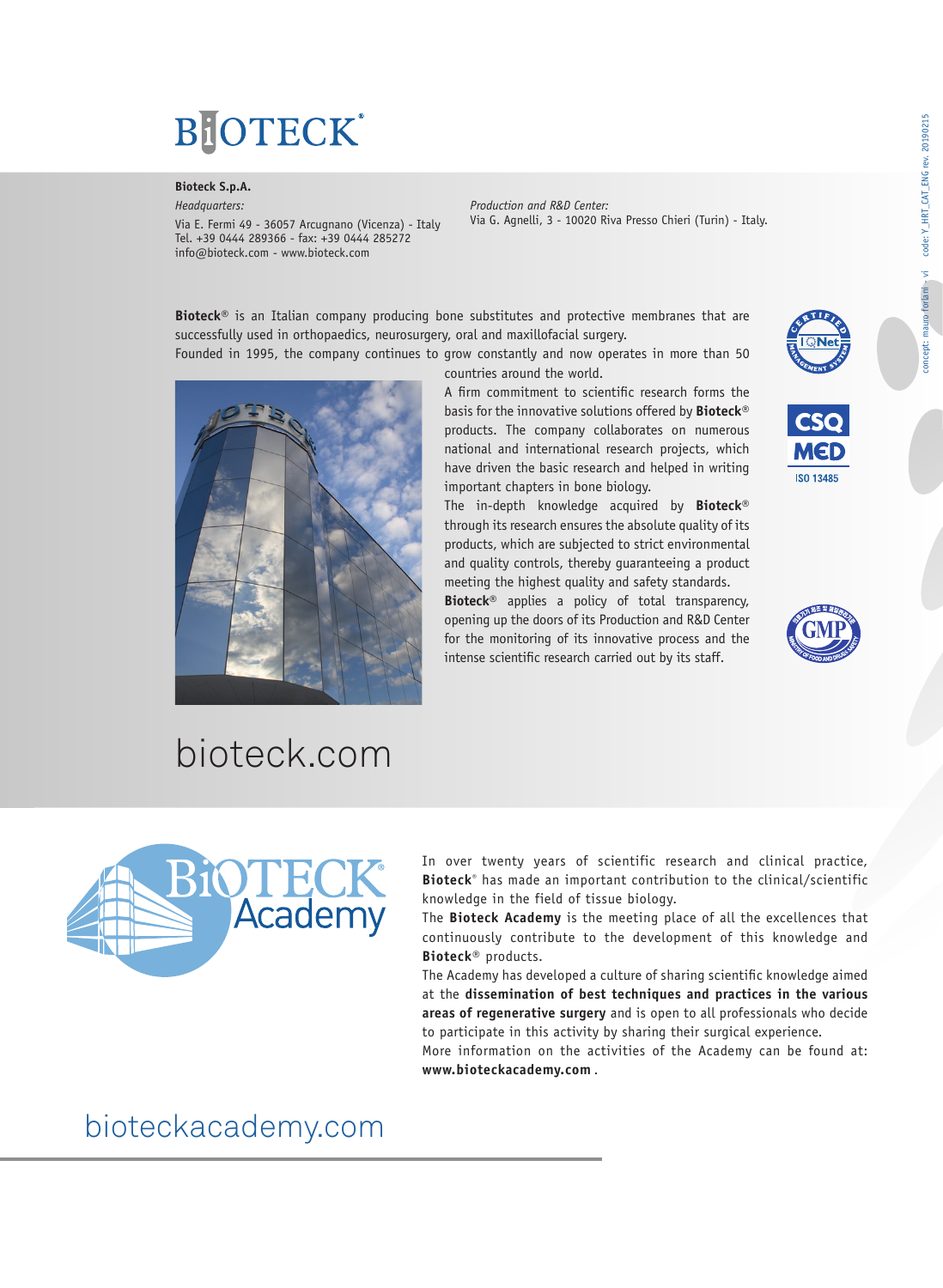# BIOTECK®

**Bioteck S.p.A.**

*Headquarters:*
Via E. Fermi 49 - 36057 Arcugnano (Vicenza) - Italy
Tel. +39 0444 289366 - fax: +39 0444 285272
info@bioteck.com - www.bioteck.com

*Production and R&D Center:*
Via G. Agnelli, 3 - 10020 Riva Presso Chieri (Turin) - Italy.

**Bioteck**® is an Italian company producing bone substitutes and protective membranes that are successfully used in orthopaedics, neurosurgery, oral and maxillofacial surgery.
Founded in 1995, the company continues to grow constantly and now operates in more than 50 countries around the world.
A firm commitment to scientific research forms the basis for the innovative solutions offered by **Bioteck**® products. The company collaborates on numerous national and international research projects, which have driven the basic research and helped in writing important chapters in bone biology.
The in-depth knowledge acquired by **Bioteck**® through its research ensures the absolute quality of its products, which are subjected to strict environmental and quality controls, thereby guaranteeing a product meeting the highest quality and safety standards.
**Bioteck**® applies a policy of total transparency, opening up the doors of its Production and R&D Center for the monitoring of its innovative process and the intense scientific research carried out by its staff.

CERTIFIED MANAGEMENT SYSTEM IQNet

CSQ MED ISO 13485

GMP

bioteck.com

BIOTECK® Academy

In over twenty years of scientific research and clinical practice, **Bioteck**® has made an important contribution to the clinical/scientific knowledge in the field of tissue biology.
The **Bioteck Academy** is the meeting place of all the excellences that continuously contribute to the development of this knowledge and **Bioteck**® products.
The Academy has developed a culture of sharing scientific knowledge aimed at the **dissemination of best techniques and practices in the various areas of regenerative surgery** and is open to all professionals who decide to participate in this activity by sharing their surgical experience.
More information on the activities of the Academy can be found at: **www.bioteckacademy.com** .

bioteckacademy.com

concept: mauro forlani - vi code: Y_HRT_CAT_ENG rev. 20190215